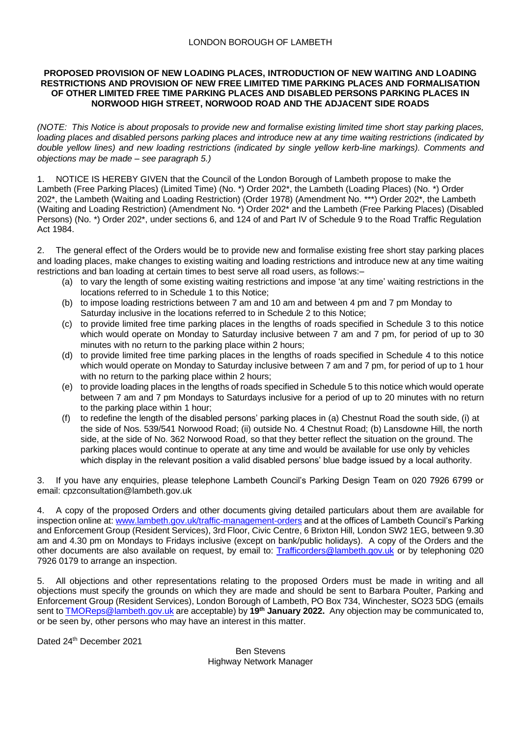LONDON BOROUGH OF LAMBETH

**PROPOSED PROVISION OF NEW LOADING PLACES, INTRODUCTION OF NEW WAITING AND LOADING RESTRICTIONS AND PROVISION OF NEW FREE LIMITED TIME PARKING PLACES AND FORMALISATION OF OTHER LIMITED FREE TIME PARKING PLACES AND DISABLED PERSONS PARKING PLACES IN NORWOOD HIGH STREET, NORWOOD ROAD AND THE ADJACENT SIDE ROADS**

*(NOTE: This Notice is about proposals to provide new and formalise existing limited time short stay parking places, loading places and disabled persons parking places and introduce new at any time waiting restrictions (indicated by double yellow lines) and new loading restrictions (indicated by single yellow kerb-line markings). Comments and objections may be made – see paragraph 5.)*

1. NOTICE IS HEREBY GIVEN that the Council of the London Borough of Lambeth propose to make the Lambeth (Free Parking Places) (Limited Time) (No. *) Order 202*, the Lambeth (Loading Places) (No. *) Order 202*, the Lambeth (Waiting and Loading Restriction) (Order 1978) (Amendment No. ***) Order 202*, the Lambeth (Waiting and Loading Restriction) (Amendment No. *) Order 202* and the Lambeth (Free Parking Places) (Disabled Persons) (No. *) Order 202*, under sections 6, and 124 of and Part IV of Schedule 9 to the Road Traffic Regulation Act 1984.

2. The general effect of the Orders would be to provide new and formalise existing free short stay parking places and loading places, make changes to existing waiting and loading restrictions and introduce new at any time waiting restrictions and ban loading at certain times to best serve all road users, as follows:–

   (a) to vary the length of some existing waiting restrictions and impose 'at any time' waiting restrictions in the locations referred to in Schedule 1 to this Notice;
   (b) to impose loading restrictions between 7 am and 10 am and between 4 pm and 7 pm Monday to Saturday inclusive in the locations referred to in Schedule 2 to this Notice;
   (c) to provide limited free time parking places in the lengths of roads specified in Schedule 3 to this notice which would operate on Monday to Saturday inclusive between 7 am and 7 pm, for period of up to 30 minutes with no return to the parking place within 2 hours;
   (d) to provide limited free time parking places in the lengths of roads specified in Schedule 4 to this notice which would operate on Monday to Saturday inclusive between 7 am and 7 pm, for period of up to 1 hour with no return to the parking place within 2 hours;
   (e) to provide loading places in the lengths of roads specified in Schedule 5 to this notice which would operate between 7 am and 7 pm Mondays to Saturdays inclusive for a period of up to 20 minutes with no return to the parking place within 1 hour;
   (f) to redefine the length of the disabled persons' parking places in (a) Chestnut Road the south side, (i) at the side of Nos. 539/541 Norwood Road; (ii) outside No. 4 Chestnut Road; (b) Lansdowne Hill, the north side, at the side of No. 362 Norwood Road, so that they better reflect the situation on the ground. The parking places would continue to operate at any time and would be available for use only by vehicles which display in the relevant position a valid disabled persons' blue badge issued by a local authority.

3. If you have any enquiries, please telephone Lambeth Council's Parking Design Team on 020 7926 6799 or email: cpzconsultation@lambeth.gov.uk

4. A copy of the proposed Orders and other documents giving detailed particulars about them are available for inspection online at: www.lambeth.gov.uk/traffic-management-orders and at the offices of Lambeth Council's Parking and Enforcement Group (Resident Services), 3rd Floor, Civic Centre, 6 Brixton Hill, London SW2 1EG, between 9.30 am and 4.30 pm on Mondays to Fridays inclusive (except on bank/public holidays). A copy of the Orders and the other documents are also available on request, by email to: Trafficorders@lambeth.gov.uk or by telephoning 020 7926 0179 to arrange an inspection.

5. All objections and other representations relating to the proposed Orders must be made in writing and all objections must specify the grounds on which they are made and should be sent to Barbara Poulter, Parking and Enforcement Group (Resident Services), London Borough of Lambeth, PO Box 734, Winchester, SO23 5DG (emails sent to TMOReps@lambeth.gov.uk are acceptable) by **19th January 2022.** Any objection may be communicated to, or be seen by, other persons who may have an interest in this matter.

Dated 24th December 2021

Ben Stevens
Highway Network Manager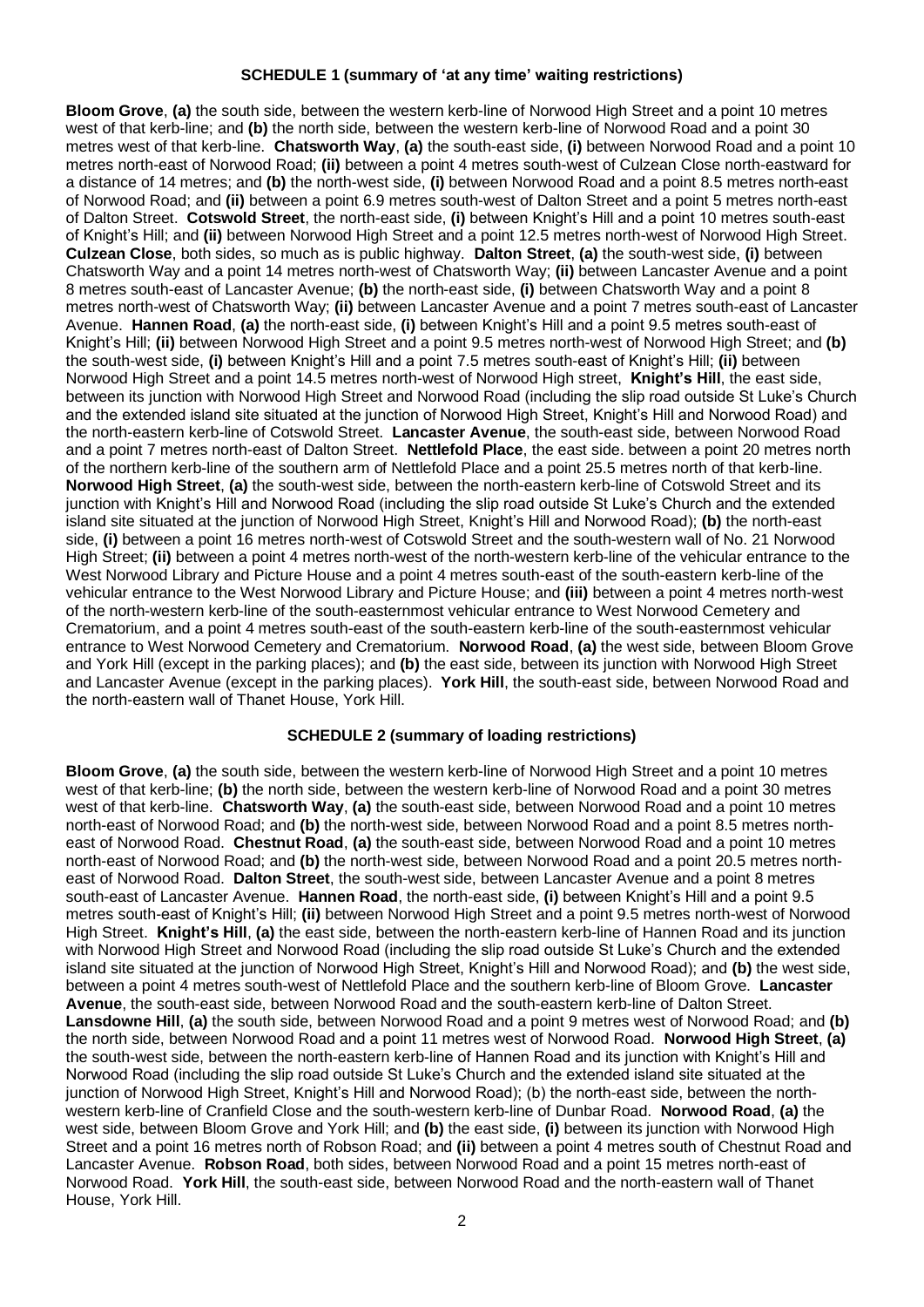### SCHEDULE 1 (summary of 'at any time' waiting restrictions)

**Bloom Grove**, **(a)** the south side, between the western kerb-line of Norwood High Street and a point 10 metres west of that kerb-line; and **(b)** the north side, between the western kerb-line of Norwood Road and a point 30 metres west of that kerb-line. **Chatsworth Way**, **(a)** the south-east side, **(i)** between Norwood Road and a point 10 metres north-east of Norwood Road; **(ii)** between a point 4 metres south-west of Culzean Close north-eastward for a distance of 14 metres; and **(b)** the north-west side, **(i)** between Norwood Road and a point 8.5 metres north-east of Norwood Road; and **(ii)** between a point 6.9 metres south-west of Dalton Street and a point 5 metres north-east of Dalton Street. **Cotswold Street**, the north-east side, **(i)** between Knight's Hill and a point 10 metres south-east of Knight's Hill; and **(ii)** between Norwood High Street and a point 12.5 metres north-west of Norwood High Street. **Culzean Close**, both sides, so much as is public highway. **Dalton Street**, **(a)** the south-west side, **(i)** between Chatsworth Way and a point 14 metres north-west of Chatsworth Way; **(ii)** between Lancaster Avenue and a point 8 metres south-east of Lancaster Avenue; **(b)** the north-east side, **(i)** between Chatsworth Way and a point 8 metres north-west of Chatsworth Way; **(ii)** between Lancaster Avenue and a point 7 metres south-east of Lancaster Avenue. **Hannen Road**, **(a)** the north-east side, **(i)** between Knight's Hill and a point 9.5 metres south-east of Knight's Hill; **(ii)** between Norwood High Street and a point 9.5 metres north-west of Norwood High Street; and **(b)** the south-west side, **(i)** between Knight's Hill and a point 7.5 metres south-east of Knight's Hill; **(ii)** between Norwood High Street and a point 14.5 metres north-west of Norwood High street, **Knight's Hill**, the east side, between its junction with Norwood High Street and Norwood Road (including the slip road outside St Luke's Church and the extended island site situated at the junction of Norwood High Street, Knight's Hill and Norwood Road) and the north-eastern kerb-line of Cotswold Street. **Lancaster Avenue**, the south-east side, between Norwood Road and a point 7 metres north-east of Dalton Street. **Nettlefold Place**, the east side. between a point 20 metres north of the northern kerb-line of the southern arm of Nettlefold Place and a point 25.5 metres north of that kerb-line. **Norwood High Street**, **(a)** the south-west side, between the north-eastern kerb-line of Cotswold Street and its junction with Knight's Hill and Norwood Road (including the slip road outside St Luke's Church and the extended island site situated at the junction of Norwood High Street, Knight's Hill and Norwood Road); **(b)** the north-east side, **(i)** between a point 16 metres north-west of Cotswold Street and the south-western wall of No. 21 Norwood High Street; **(ii)** between a point 4 metres north-west of the north-western kerb-line of the vehicular entrance to the West Norwood Library and Picture House and a point 4 metres south-east of the south-eastern kerb-line of the vehicular entrance to the West Norwood Library and Picture House; and **(iii)** between a point 4 metres north-west of the north-western kerb-line of the south-easternmost vehicular entrance to West Norwood Cemetery and Crematorium, and a point 4 metres south-east of the south-eastern kerb-line of the south-easternmost vehicular entrance to West Norwood Cemetery and Crematorium. **Norwood Road**, **(a)** the west side, between Bloom Grove and York Hill (except in the parking places); and **(b)** the east side, between its junction with Norwood High Street and Lancaster Avenue (except in the parking places). **York Hill**, the south-east side, between Norwood Road and the north-eastern wall of Thanet House, York Hill.

### SCHEDULE 2 (summary of loading restrictions)

**Bloom Grove**, **(a)** the south side, between the western kerb-line of Norwood High Street and a point 10 metres west of that kerb-line; **(b)** the north side, between the western kerb-line of Norwood Road and a point 30 metres west of that kerb-line. **Chatsworth Way**, **(a)** the south-east side, between Norwood Road and a point 10 metres north-east of Norwood Road; and **(b)** the north-west side, between Norwood Road and a point 8.5 metres north-east of Norwood Road. **Chestnut Road**, **(a)** the south-east side, between Norwood Road and a point 10 metres north-east of Norwood Road; and **(b)** the north-west side, between Norwood Road and a point 20.5 metres north-east of Norwood Road. **Dalton Street**, the south-west side, between Lancaster Avenue and a point 8 metres south-east of Lancaster Avenue. **Hannen Road**, the north-east side, **(i)** between Knight's Hill and a point 9.5 metres south-east of Knight's Hill; **(ii)** between Norwood High Street and a point 9.5 metres north-west of Norwood High Street. **Knight's Hill**, **(a)** the east side, between the north-eastern kerb-line of Hannen Road and its junction with Norwood High Street and Norwood Road (including the slip road outside St Luke's Church and the extended island site situated at the junction of Norwood High Street, Knight's Hill and Norwood Road); and **(b)** the west side, between a point 4 metres south-west of Nettlefold Place and the southern kerb-line of Bloom Grove. **Lancaster Avenue**, the south-east side, between Norwood Road and the south-eastern kerb-line of Dalton Street. **Lansdowne Hill**, **(a)** the south side, between Norwood Road and a point 9 metres west of Norwood Road; and **(b)** the north side, between Norwood Road and a point 11 metres west of Norwood Road. **Norwood High Street**, **(a)** the south-west side, between the north-eastern kerb-line of Hannen Road and its junction with Knight's Hill and Norwood Road (including the slip road outside St Luke's Church and the extended island site situated at the junction of Norwood High Street, Knight's Hill and Norwood Road); (b) the north-east side, between the north-western kerb-line of Cranfield Close and the south-western kerb-line of Dunbar Road. **Norwood Road**, **(a)** the west side, between Bloom Grove and York Hill; and **(b)** the east side, **(i)** between its junction with Norwood High Street and a point 16 metres north of Robson Road; and **(ii)** between a point 4 metres south of Chestnut Road and Lancaster Avenue. **Robson Road**, both sides, between Norwood Road and a point 15 metres north-east of Norwood Road. **York Hill**, the south-east side, between Norwood Road and the north-eastern wall of Thanet House, York Hill.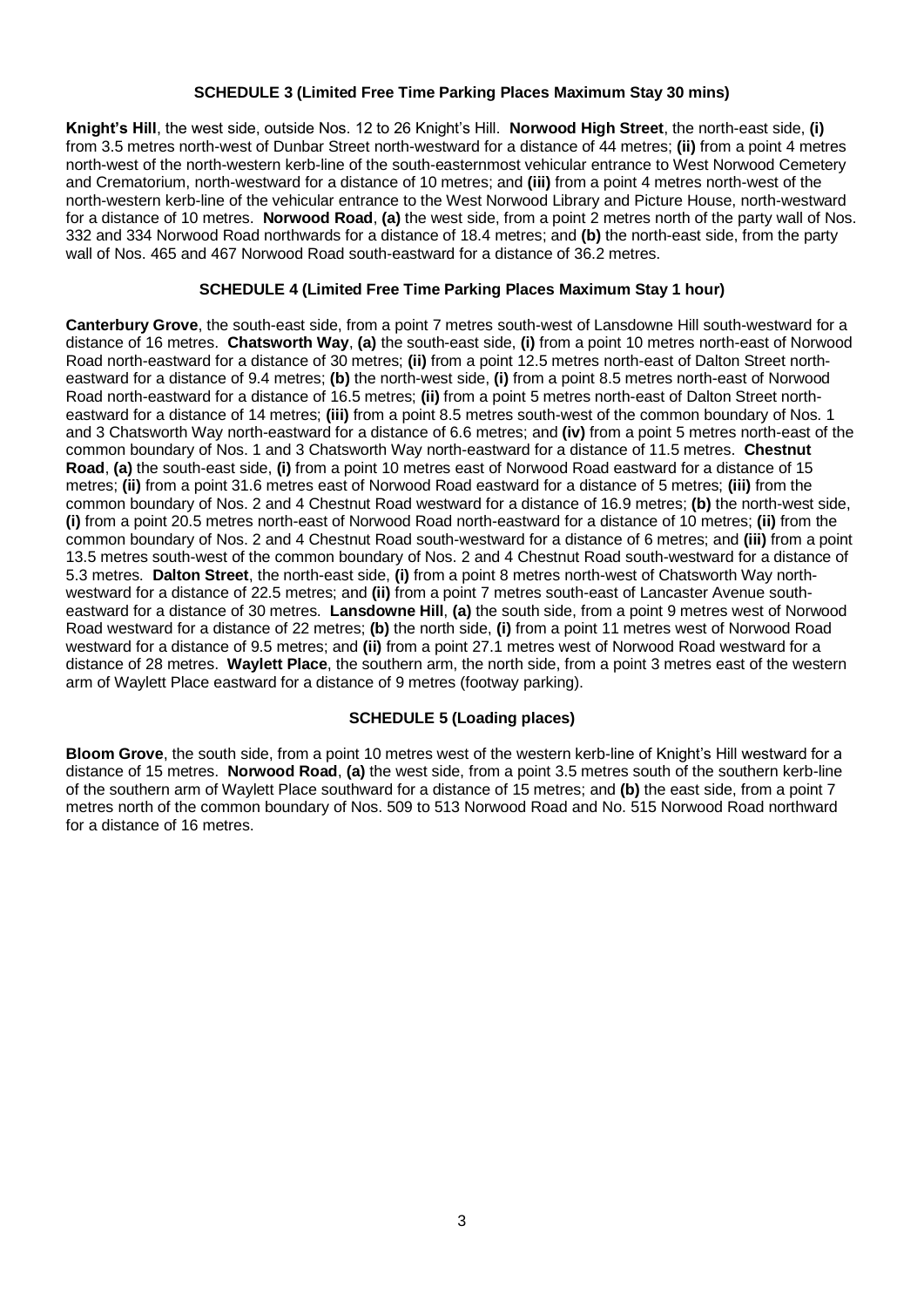### SCHEDULE 3 (Limited Free Time Parking Places Maximum Stay 30 mins)

**Knight's Hill**, the west side, outside Nos. 12 to 26 Knight's Hill. **Norwood High Street**, the north-east side, **(i)** from 3.5 metres north-west of Dunbar Street north-westward for a distance of 44 metres; **(ii)** from a point 4 metres north-west of the north-western kerb-line of the south-easternmost vehicular entrance to West Norwood Cemetery and Crematorium, north-westward for a distance of 10 metres; and **(iii)** from a point 4 metres north-west of the north-western kerb-line of the vehicular entrance to the West Norwood Library and Picture House, north-westward for a distance of 10 metres. **Norwood Road**, **(a)** the west side, from a point 2 metres north of the party wall of Nos. 332 and 334 Norwood Road northwards for a distance of 18.4 metres; and **(b)** the north-east side, from the party wall of Nos. 465 and 467 Norwood Road south-eastward for a distance of 36.2 metres.

### SCHEDULE 4 (Limited Free Time Parking Places Maximum Stay 1 hour)

**Canterbury Grove**, the south-east side, from a point 7 metres south-west of Lansdowne Hill south-westward for a distance of 16 metres. **Chatsworth Way**, **(a)** the south-east side, **(i)** from a point 10 metres north-east of Norwood Road north-eastward for a distance of 30 metres; **(ii)** from a point 12.5 metres north-east of Dalton Street north-eastward for a distance of 9.4 metres; **(b)** the north-west side, **(i)** from a point 8.5 metres north-east of Norwood Road north-eastward for a distance of 16.5 metres; **(ii)** from a point 5 metres north-east of Dalton Street north-eastward for a distance of 14 metres; **(iii)** from a point 8.5 metres south-west of the common boundary of Nos. 1 and 3 Chatsworth Way north-eastward for a distance of 6.6 metres; and **(iv)** from a point 5 metres north-east of the common boundary of Nos. 1 and 3 Chatsworth Way north-eastward for a distance of 11.5 metres. **Chestnut Road**, **(a)** the south-east side, **(i)** from a point 10 metres east of Norwood Road eastward for a distance of 15 metres; **(ii)** from a point 31.6 metres east of Norwood Road eastward for a distance of 5 metres; **(iii)** from the common boundary of Nos. 2 and 4 Chestnut Road westward for a distance of 16.9 metres; **(b)** the north-west side, **(i)** from a point 20.5 metres north-east of Norwood Road north-eastward for a distance of 10 metres; **(ii)** from the common boundary of Nos. 2 and 4 Chestnut Road south-westward for a distance of 6 metres; and **(iii)** from a point 13.5 metres south-west of the common boundary of Nos. 2 and 4 Chestnut Road south-westward for a distance of 5.3 metres. **Dalton Street**, the north-east side, **(i)** from a point 8 metres north-west of Chatsworth Way north-westward for a distance of 22.5 metres; and **(ii)** from a point 7 metres south-east of Lancaster Avenue south-eastward for a distance of 30 metres. **Lansdowne Hill**, **(a)** the south side, from a point 9 metres west of Norwood Road westward for a distance of 22 metres; **(b)** the north side, **(i)** from a point 11 metres west of Norwood Road westward for a distance of 9.5 metres; and **(ii)** from a point 27.1 metres west of Norwood Road westward for a distance of 28 metres. **Waylett Place**, the southern arm, the north side, from a point 3 metres east of the western arm of Waylett Place eastward for a distance of 9 metres (footway parking).

### SCHEDULE 5 (Loading places)

**Bloom Grove**, the south side, from a point 10 metres west of the western kerb-line of Knight's Hill westward for a distance of 15 metres. **Norwood Road**, **(a)** the west side, from a point 3.5 metres south of the southern kerb-line of the southern arm of Waylett Place southward for a distance of 15 metres; and **(b)** the east side, from a point 7 metres north of the common boundary of Nos. 509 to 513 Norwood Road and No. 515 Norwood Road northward for a distance of 16 metres.